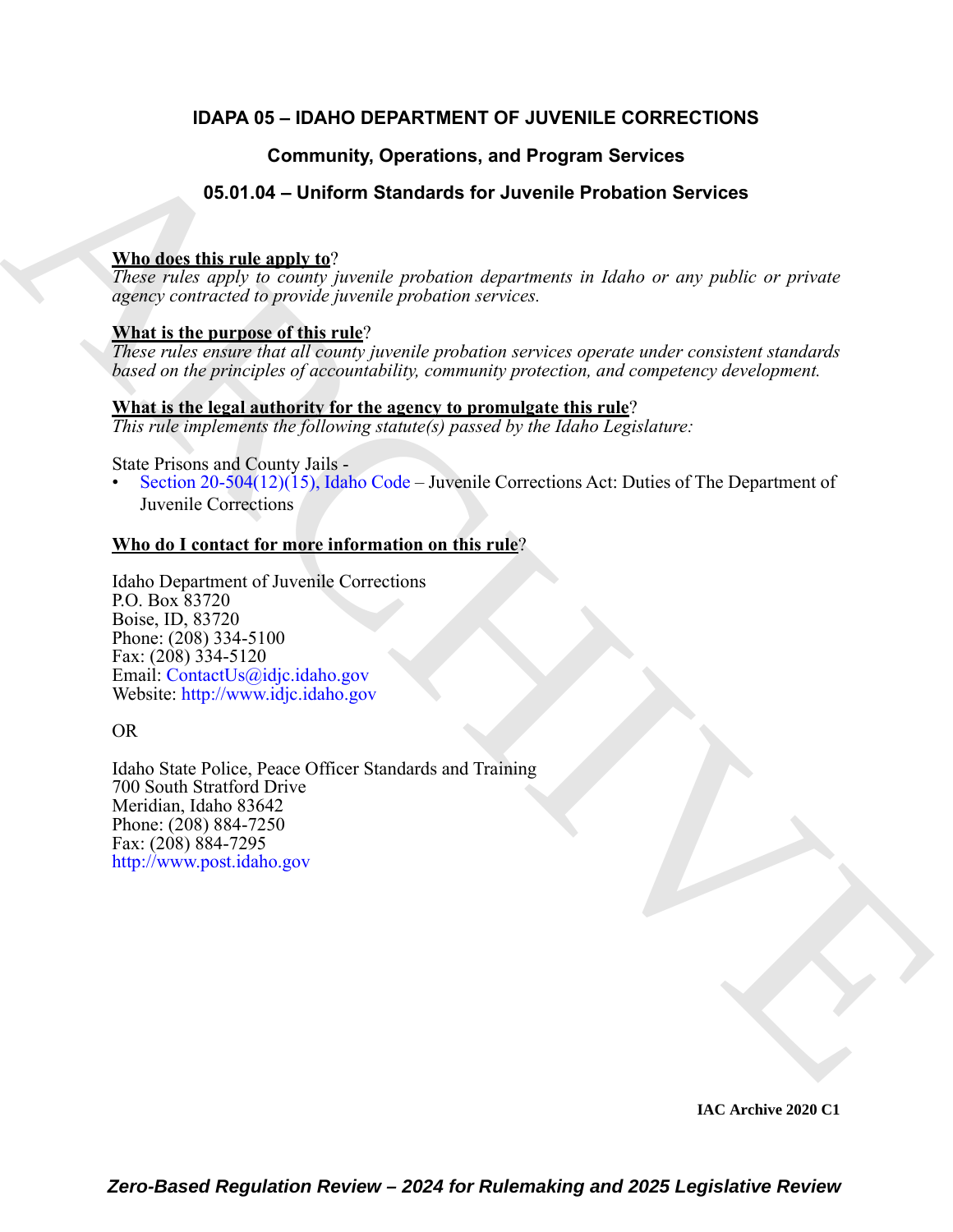# IDAPA 05 – IDAHO DEPARTMENT OF JUVENILE CORRECTIONS

## Community, Operations, and Program Services

## 05.01.04 – Uniform Standards for Juvenile Probation Services

**Who does this rule apply to?**
*These rules apply to county juvenile probation departments in Idaho or any public or private agency contracted to provide juvenile probation services.*

**What is the purpose of this rule?**
*These rules ensure that all county juvenile probation services operate under consistent standards based on the principles of accountability, community protection, and competency development.*

**What is the legal authority for the agency to promulgate this rule?**
*This rule implements the following statute(s) passed by the Idaho Legislature:*

State Prisons and County Jails -
- Section 20-504(12)(15), Idaho Code – Juvenile Corrections Act: Duties of The Department of Juvenile Corrections

**Who do I contact for more information on this rule?**

Idaho Department of Juvenile Corrections
P.O. Box 83720
Boise, ID, 83720
Phone: (208) 334-5100
Fax: (208) 334-5120
Email: ContactUs@idjc.idaho.gov
Website: http://www.idjc.idaho.gov

OR

Idaho State Police, Peace Officer Standards and Training
700 South Stratford Drive
Meridian, Idaho 83642
Phone: (208) 884-7250
Fax: (208) 884-7295
http://www.post.idaho.gov

IAC Archive 2020 C1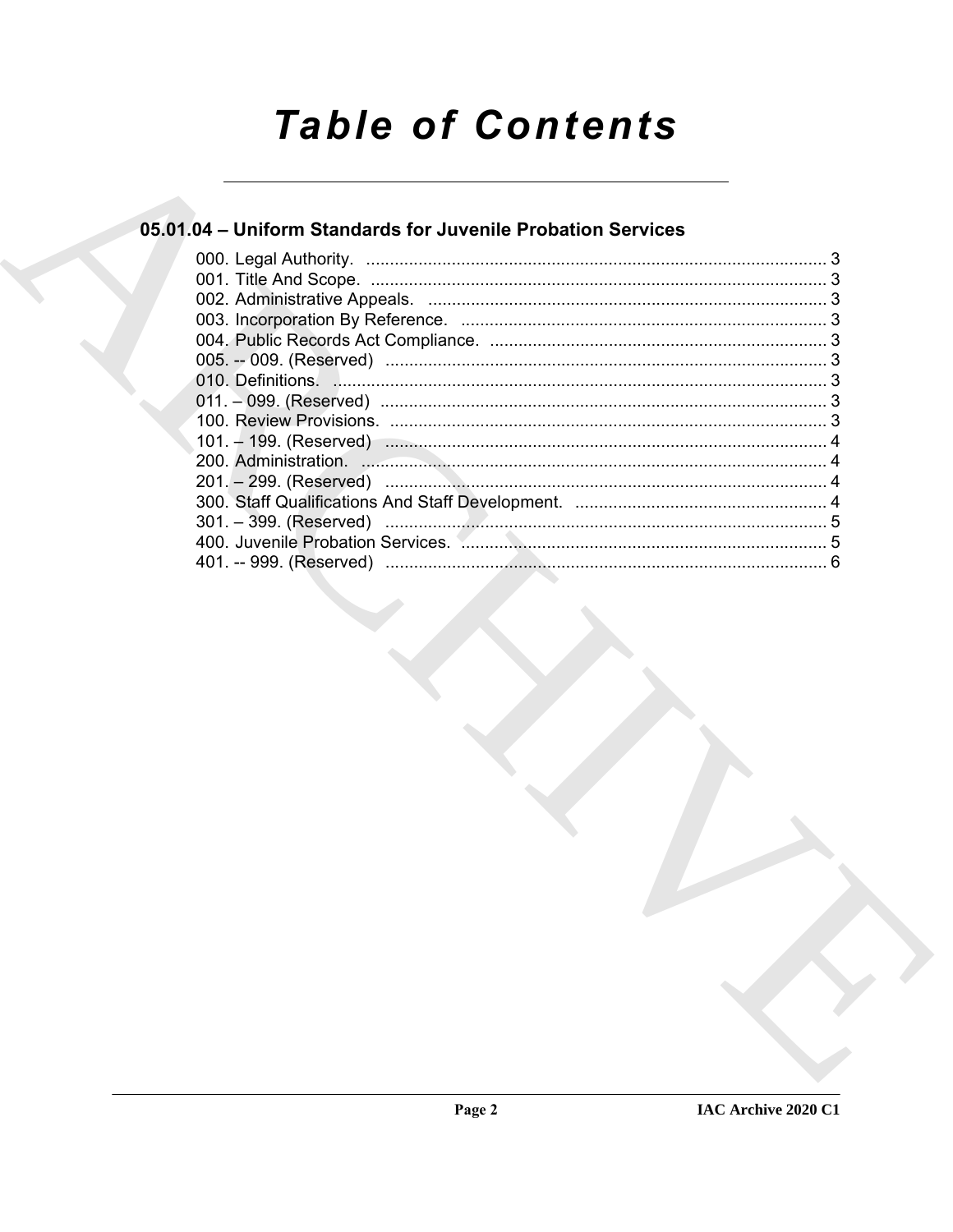# Table of Contents

## 05.01.04 – Uniform Standards for Juvenile Probation Services

000. Legal Authority. ........................................................................................ 3
001. Title And Scope. ........................................................................................ 3
002. Administrative Appeals. ........................................................................... 3
003. Incorporation By Reference. .................................................................... 3
004. Public Records Act Compliance. .............................................................. 3
005. -- 009. (Reserved) ..................................................................................... 3
010. Definitions. ............................................................................................... 3
011. – 099. (Reserved) ..................................................................................... 3
100. Review Provisions. .................................................................................... 3
101. – 199. (Reserved) ..................................................................................... 4
200. Administration. .......................................................................................... 4
201. – 299. (Reserved) ..................................................................................... 4
300. Staff Qualifications And Staff Development. ............................................ 4
301. – 399. (Reserved) ..................................................................................... 5
400. Juvenile Probation Services. .................................................................... 5
401. -- 999. (Reserved) ..................................................................................... 6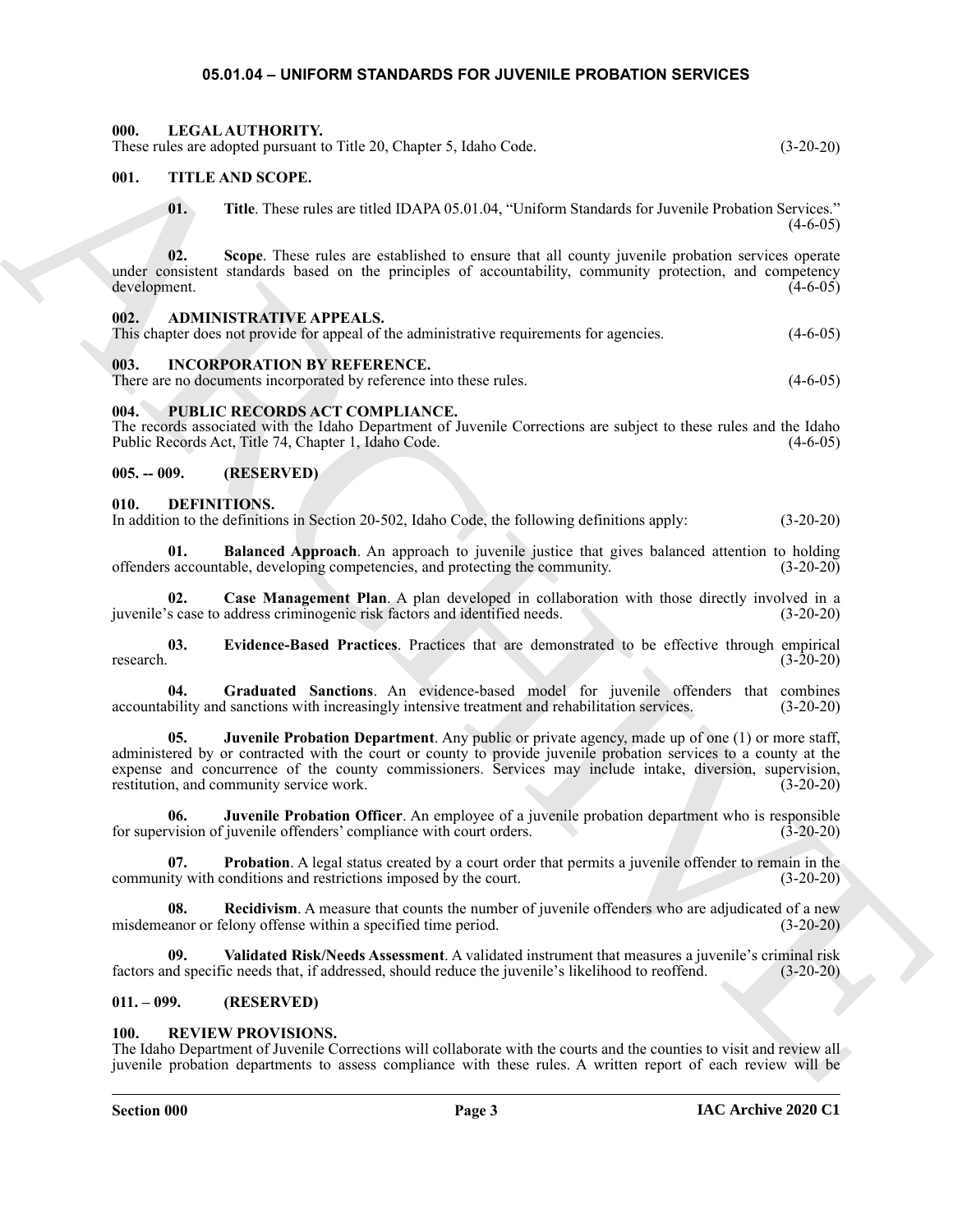## 05.01.04 – UNIFORM STANDARDS FOR JUVENILE PROBATION SERVICES

### 000. LEGAL AUTHORITY.

These rules are adopted pursuant to Title 20, Chapter 5, Idaho Code. (3-20-20)

### 001. TITLE AND SCOPE.

**01. Title**. These rules are titled IDAPA 05.01.04, "Uniform Standards for Juvenile Probation Services." (4-6-05)

**02. Scope**. These rules are established to ensure that all county juvenile probation services operate under consistent standards based on the principles of accountability, community protection, and competency development. (4-6-05)

### 002. ADMINISTRATIVE APPEALS.

This chapter does not provide for appeal of the administrative requirements for agencies. (4-6-05)

### 003. INCORPORATION BY REFERENCE.

There are no documents incorporated by reference into these rules. (4-6-05)

### 004. PUBLIC RECORDS ACT COMPLIANCE.

The records associated with the Idaho Department of Juvenile Corrections are subject to these rules and the Idaho Public Records Act, Title 74, Chapter 1, Idaho Code. (4-6-05)

### 005. -- 009. (RESERVED)

### 010. DEFINITIONS.

In addition to the definitions in Section 20-502, Idaho Code, the following definitions apply: (3-20-20)

**01. Balanced Approach**. An approach to juvenile justice that gives balanced attention to holding offenders accountable, developing competencies, and protecting the community. (3-20-20)

**02. Case Management Plan**. A plan developed in collaboration with those directly involved in a juvenile's case to address criminogenic risk factors and identified needs. (3-20-20)

**03. Evidence-Based Practices**. Practices that are demonstrated to be effective through empirical research. (3-20-20)

**04. Graduated Sanctions**. An evidence-based model for juvenile offenders that combines accountability and sanctions with increasingly intensive treatment and rehabilitation services. (3-20-20)

**05. Juvenile Probation Department**. Any public or private agency, made up of one (1) or more staff, administered by or contracted with the court or county to provide juvenile probation services to a county at the expense and concurrence of the county commissioners. Services may include intake, diversion, supervision, restitution, and community service work. (3-20-20)

**06. Juvenile Probation Officer**. An employee of a juvenile probation department who is responsible for supervision of juvenile offenders' compliance with court orders. (3-20-20)

**07. Probation**. A legal status created by a court order that permits a juvenile offender to remain in the community with conditions and restrictions imposed by the court. (3-20-20)

**08. Recidivism**. A measure that counts the number of juvenile offenders who are adjudicated of a new misdemeanor or felony offense within a specified time period. (3-20-20)

**09. Validated Risk/Needs Assessment**. A validated instrument that measures a juvenile's criminal risk factors and specific needs that, if addressed, should reduce the juvenile's likelihood to reoffend. (3-20-20)

### 011. – 099. (RESERVED)

### 100. REVIEW PROVISIONS.

The Idaho Department of Juvenile Corrections will collaborate with the courts and the counties to visit and review all juvenile probation departments to assess compliance with these rules. A written report of each review will be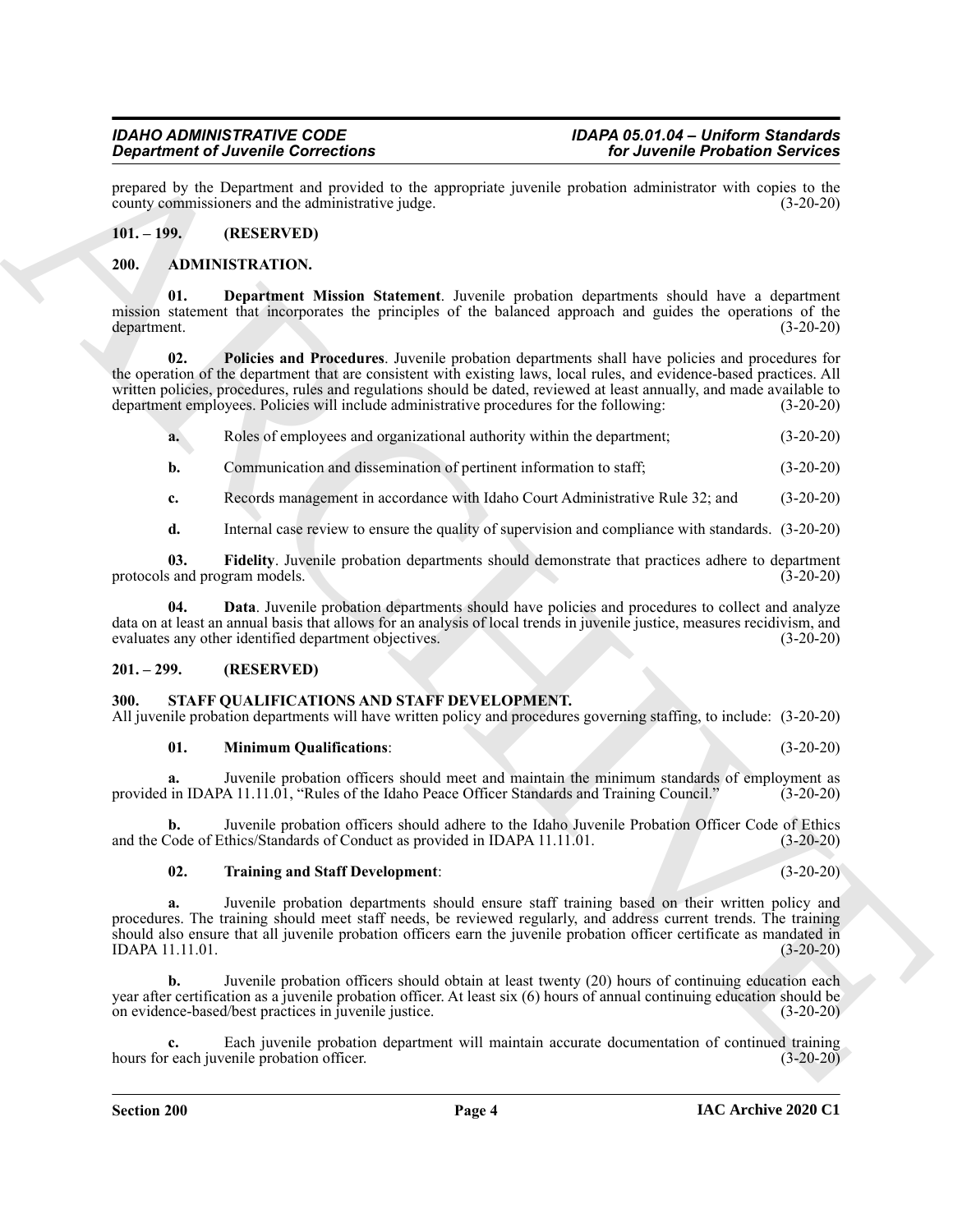prepared by the Department and provided to the appropriate juvenile probation administrator with copies to the county commissioners and the administrative judge. (3-20-20)

## 101. – 199. (RESERVED)

## 200. ADMINISTRATION.

**01. Department Mission Statement**. Juvenile probation departments should have a department mission statement that incorporates the principles of the balanced approach and guides the operations of the department. (3-20-20)

**02. Policies and Procedures**. Juvenile probation departments shall have policies and procedures for the operation of the department that are consistent with existing laws, local rules, and evidence-based practices. All written policies, procedures, rules and regulations should be dated, reviewed at least annually, and made available to department employees. Policies will include administrative procedures for the following: (3-20-20)

**a.** Roles of employees and organizational authority within the department; (3-20-20)

**b.** Communication and dissemination of pertinent information to staff; (3-20-20)

**c.** Records management in accordance with Idaho Court Administrative Rule 32; and (3-20-20)

**d.** Internal case review to ensure the quality of supervision and compliance with standards. (3-20-20)

**03. Fidelity**. Juvenile probation departments should demonstrate that practices adhere to department protocols and program models. (3-20-20)

**04. Data**. Juvenile probation departments should have policies and procedures to collect and analyze data on at least an annual basis that allows for an analysis of local trends in juvenile justice, measures recidivism, and evaluates any other identified department objectives. (3-20-20)

## 201. – 299. (RESERVED)

## 300. STAFF QUALIFICATIONS AND STAFF DEVELOPMENT.

All juvenile probation departments will have written policy and procedures governing staffing, to include: (3-20-20)

**01. Minimum Qualifications**: (3-20-20)

**a.** Juvenile probation officers should meet and maintain the minimum standards of employment as provided in IDAPA 11.11.01, "Rules of the Idaho Peace Officer Standards and Training Council." (3-20-20)

**b.** Juvenile probation officers should adhere to the Idaho Juvenile Probation Officer Code of Ethics and the Code of Ethics/Standards of Conduct as provided in IDAPA 11.11.01. (3-20-20)

**02. Training and Staff Development**: (3-20-20)

**a.** Juvenile probation departments should ensure staff training based on their written policy and procedures. The training should meet staff needs, be reviewed regularly, and address current trends. The training should also ensure that all juvenile probation officers earn the juvenile probation officer certificate as mandated in IDAPA 11.11.01. (3-20-20)

**b.** Juvenile probation officers should obtain at least twenty (20) hours of continuing education each year after certification as a juvenile probation officer. At least six (6) hours of annual continuing education should be on evidence-based/best practices in juvenile justice. (3-20-20)

**c.** Each juvenile probation department will maintain accurate documentation of continued training hours for each juvenile probation officer. (3-20-20)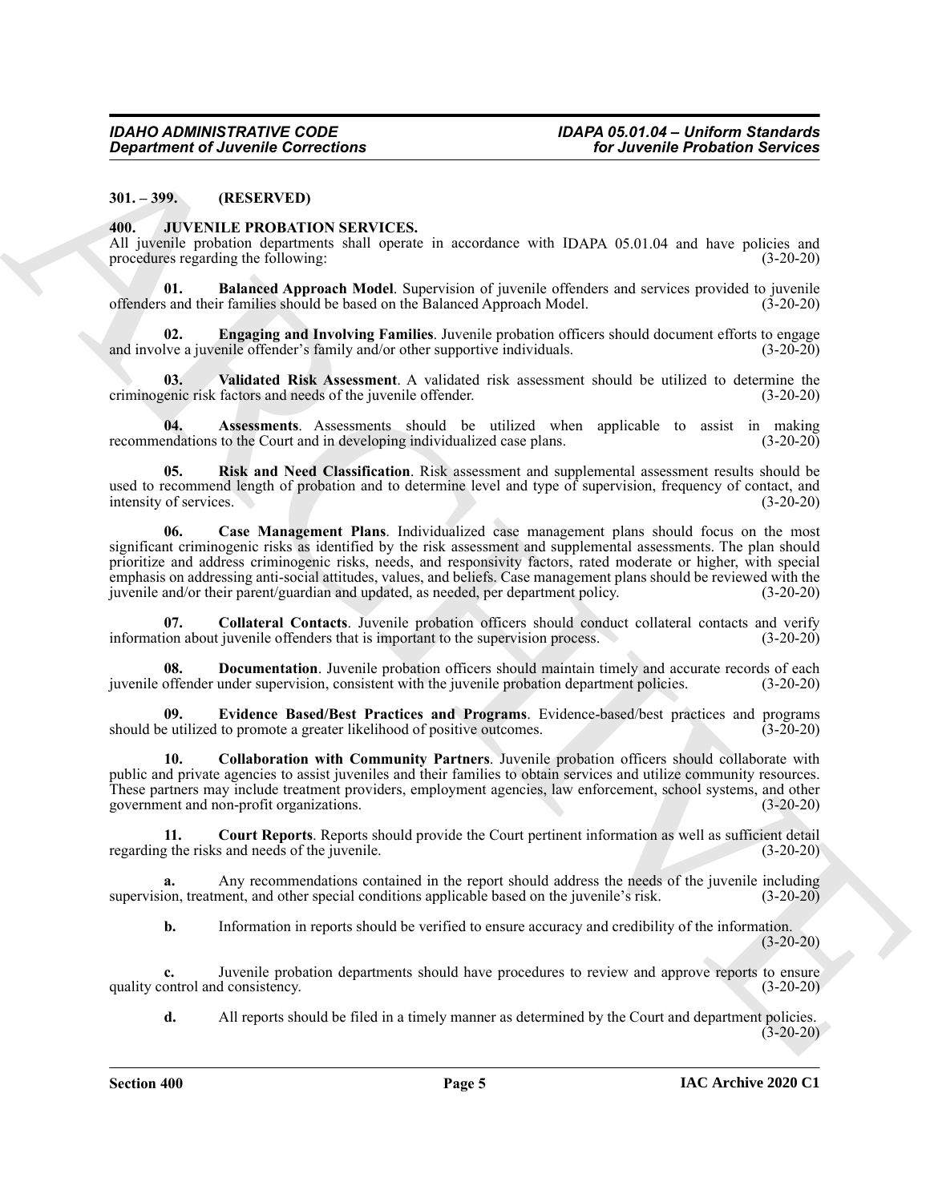**301. – 399. (RESERVED)**

**400. JUVENILE PROBATION SERVICES.**

All juvenile probation departments shall operate in accordance with IDAPA 05.01.04 and have policies and procedures regarding the following: (3-20-20)

**01. Balanced Approach Model**. Supervision of juvenile offenders and services provided to juvenile offenders and their families should be based on the Balanced Approach Model. (3-20-20)

**02. Engaging and Involving Families**. Juvenile probation officers should document efforts to engage and involve a juvenile offender's family and/or other supportive individuals. (3-20-20)

**03. Validated Risk Assessment**. A validated risk assessment should be utilized to determine the criminogenic risk factors and needs of the juvenile offender. (3-20-20)

**04. Assessments**. Assessments should be utilized when applicable to assist in making recommendations to the Court and in developing individualized case plans. (3-20-20)

**05. Risk and Need Classification**. Risk assessment and supplemental assessment results should be used to recommend length of probation and to determine level and type of supervision, frequency of contact, and intensity of services. (3-20-20)

**06. Case Management Plans**. Individualized case management plans should focus on the most significant criminogenic risks as identified by the risk assessment and supplemental assessments. The plan should prioritize and address criminogenic risks, needs, and responsivity factors, rated moderate or higher, with special emphasis on addressing anti-social attitudes, values, and beliefs. Case management plans should be reviewed with the juvenile and/or their parent/guardian and updated, as needed, per department policy. (3-20-20)

**07. Collateral Contacts**. Juvenile probation officers should conduct collateral contacts and verify information about juvenile offenders that is important to the supervision process. (3-20-20)

**08. Documentation**. Juvenile probation officers should maintain timely and accurate records of each juvenile offender under supervision, consistent with the juvenile probation department policies. (3-20-20)

**09. Evidence Based/Best Practices and Programs**. Evidence-based/best practices and programs should be utilized to promote a greater likelihood of positive outcomes. (3-20-20)

**10. Collaboration with Community Partners**. Juvenile probation officers should collaborate with public and private agencies to assist juveniles and their families to obtain services and utilize community resources. These partners may include treatment providers, employment agencies, law enforcement, school systems, and other government and non-profit organizations. (3-20-20)

**11. Court Reports**. Reports should provide the Court pertinent information as well as sufficient detail regarding the risks and needs of the juvenile. (3-20-20)

**a.** Any recommendations contained in the report should address the needs of the juvenile including supervision, treatment, and other special conditions applicable based on the juvenile's risk. (3-20-20)

**b.** Information in reports should be verified to ensure accuracy and credibility of the information. (3-20-20)

**c.** Juvenile probation departments should have procedures to review and approve reports to ensure quality control and consistency. (3-20-20)

**d.** All reports should be filed in a timely manner as determined by the Court and department policies. (3-20-20)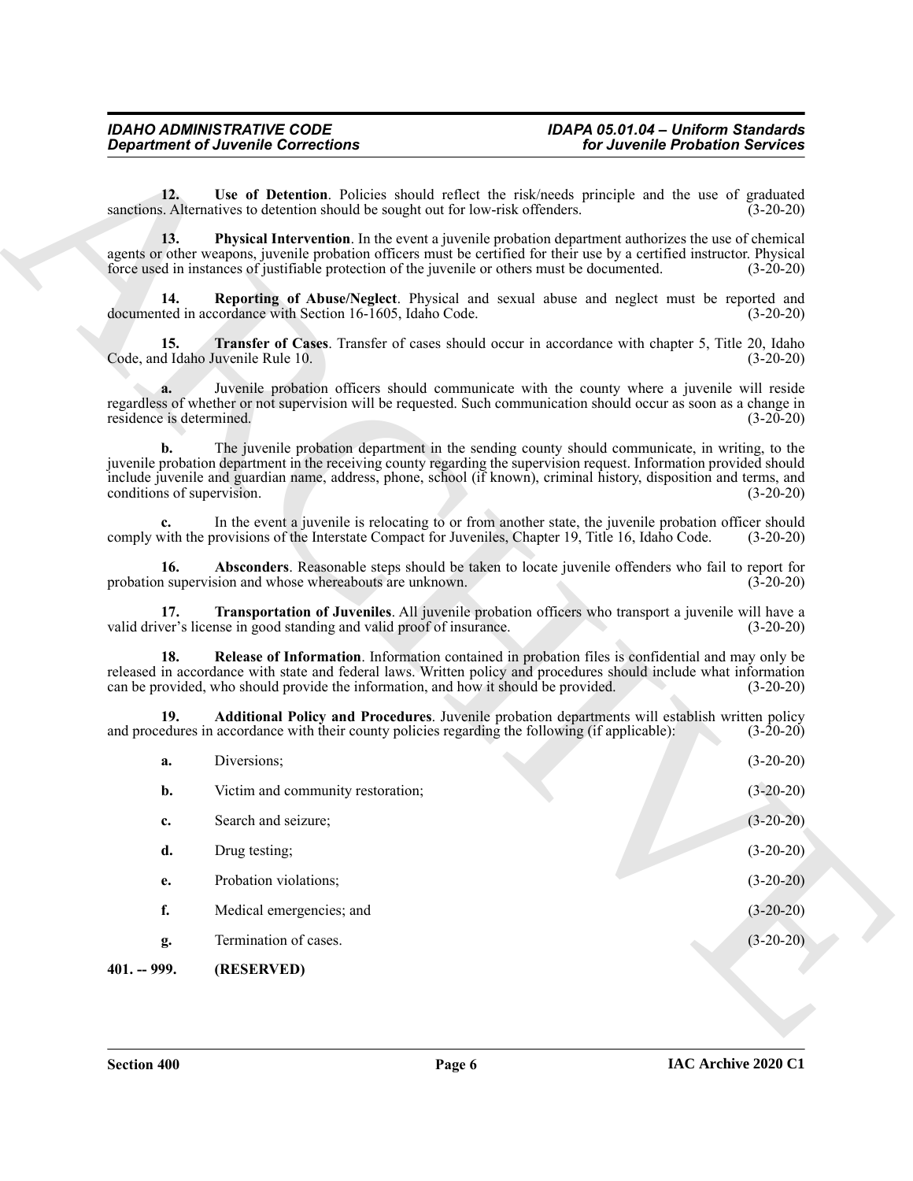**12. Use of Detention**. Policies should reflect the risk/needs principle and the use of graduated sanctions. Alternatives to detention should be sought out for low-risk offenders. (3-20-20)

**13. Physical Intervention**. In the event a juvenile probation department authorizes the use of chemical agents or other weapons, juvenile probation officers must be certified for their use by a certified instructor. Physical force used in instances of justifiable protection of the juvenile or others must be documented. (3-20-20)

**14. Reporting of Abuse/Neglect**. Physical and sexual abuse and neglect must be reported and documented in accordance with Section 16-1605, Idaho Code. (3-20-20)

**15. Transfer of Cases**. Transfer of cases should occur in accordance with chapter 5, Title 20, Idaho Code, and Idaho Juvenile Rule 10. (3-20-20)

**a.** Juvenile probation officers should communicate with the county where a juvenile will reside regardless of whether or not supervision will be requested. Such communication should occur as soon as a change in residence is determined. (3-20-20)

**b.** The juvenile probation department in the sending county should communicate, in writing, to the juvenile probation department in the receiving county regarding the supervision request. Information provided should include juvenile and guardian name, address, phone, school (if known), criminal history, disposition and terms, and conditions of supervision. (3-20-20)

**c.** In the event a juvenile is relocating to or from another state, the juvenile probation officer should comply with the provisions of the Interstate Compact for Juveniles, Chapter 19, Title 16, Idaho Code. (3-20-20)

**16. Absconders**. Reasonable steps should be taken to locate juvenile offenders who fail to report for probation supervision and whose whereabouts are unknown. (3-20-20)

**17. Transportation of Juveniles**. All juvenile probation officers who transport a juvenile will have a valid driver's license in good standing and valid proof of insurance. (3-20-20)

**18. Release of Information**. Information contained in probation files is confidential and may only be released in accordance with state and federal laws. Written policy and procedures should include what information can be provided, who should provide the information, and how it should be provided. (3-20-20)

**19. Additional Policy and Procedures**. Juvenile probation departments will establish written policy and procedures in accordance with their county policies regarding the following (if applicable): (3-20-20)

**a.** Diversions; (3-20-20)

**b.** Victim and community restoration; (3-20-20)

**c.** Search and seizure; (3-20-20)

**d.** Drug testing; (3-20-20)

**e.** Probation violations; (3-20-20)

**f.** Medical emergencies; and (3-20-20)

**g.** Termination of cases. (3-20-20)

**401. -- 999. (RESERVED)**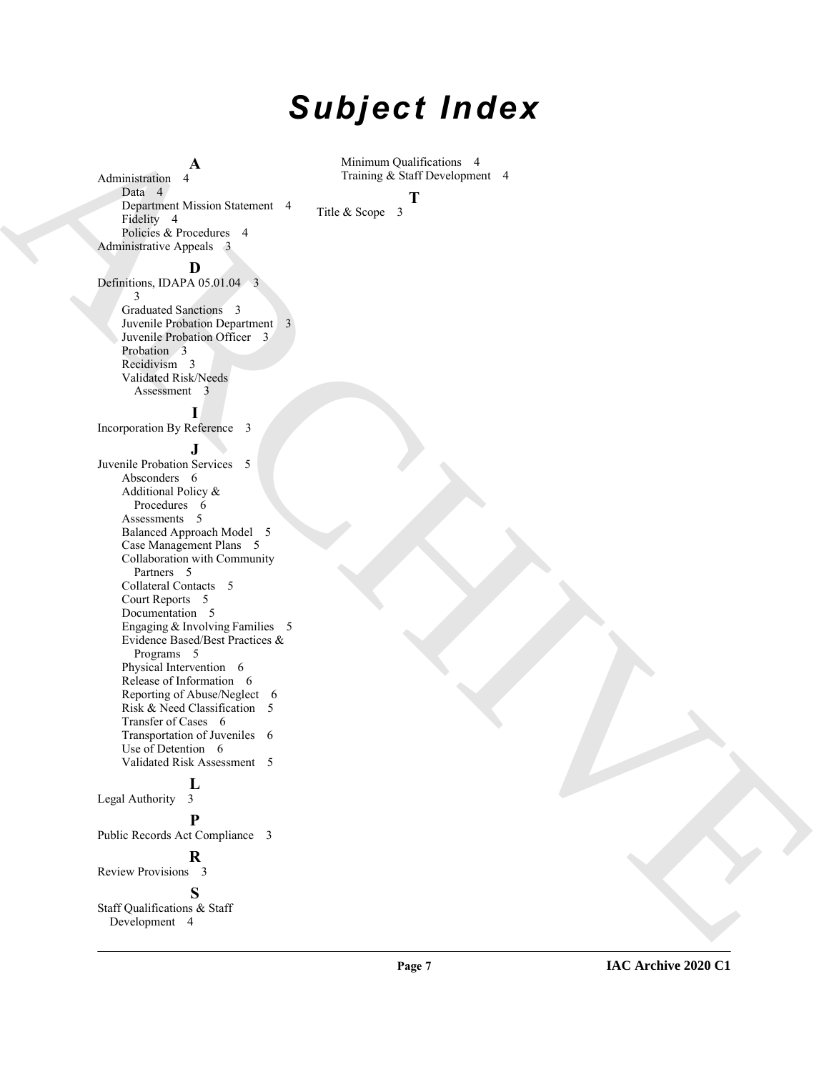# Subject Index

**A**

Administration 4
- Data 4
- Department Mission Statement 4
- Fidelity 4
- Policies & Procedures 4

Administrative Appeals 3

**D**

Definitions, IDAPA 05.01.04 3
3
- Graduated Sanctions 3
- Juvenile Probation Department 3
- Juvenile Probation Officer 3
- Probation 3
- Recidivism 3
- Validated Risk/Needs Assessment 3

**I**

Incorporation By Reference 3

**J**

Juvenile Probation Services 5
- Absconders 6
- Additional Policy & Procedures 6
- Assessments 5
- Balanced Approach Model 5
- Case Management Plans 5
- Collaboration with Community Partners 5
- Collateral Contacts 5
- Court Reports 5
- Documentation 5
- Engaging & Involving Families 5
- Evidence Based/Best Practices & Programs 5
- Physical Intervention 6
- Release of Information 6
- Reporting of Abuse/Neglect 6
- Risk & Need Classification 5
- Transfer of Cases 6
- Transportation of Juveniles 6
- Use of Detention 6
- Validated Risk Assessment 5

**L**

Legal Authority 3

**P**

Public Records Act Compliance 3

**R**

Review Provisions 3

**S**

Staff Qualifications & Staff Development 4
- Minimum Qualifications 4
- Training & Staff Development 4

**T**

Title & Scope 3